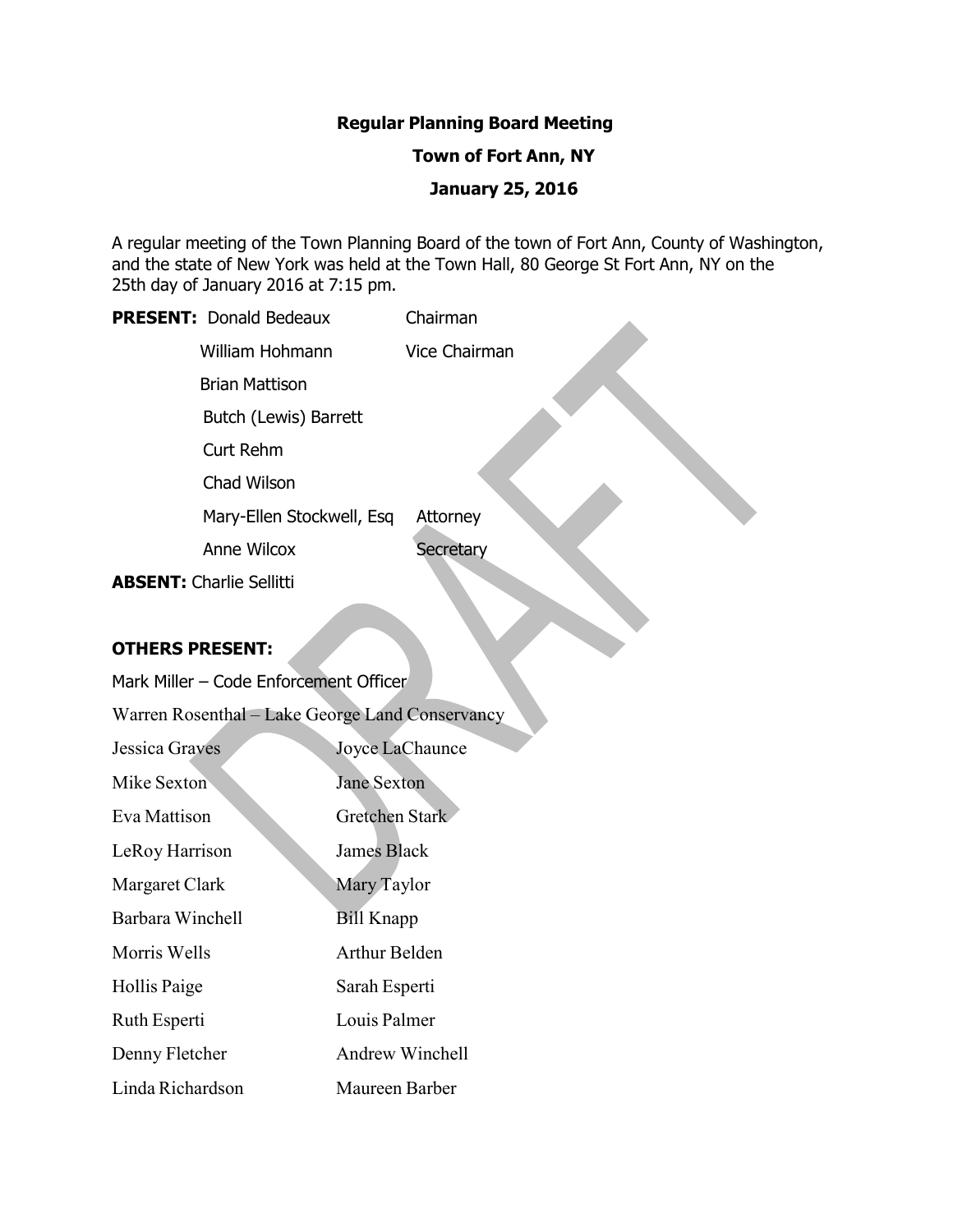**Regular Planning Board Meeting**

**Town of Fort Ann, NY**

**January 25, 2016**

A regular meeting of the Town Planning Board of the town of Fort Ann, County of Washington, and the state of New York was held at the Town Hall, 80 George St Fort Ann, NY on the 25th day of January 2016 at 7:15 pm.

**PRESENT:** Donald Bedeaux Chairman

William Hohmann Vice Chairman

Brian Mattison

Butch (Lewis) Barrett

Curt Rehm

Chad Wilson

Mary-Ellen Stockwell, Esq Attorney

Anne Wilcox Secretary

**ABSENT:** Charlie Sellitti

**OTHERS PRESENT:**

Mark Miller – Code Enforcement Officer

Warren Rosenthal – Lake George Land Conservancy

Jessica Graves
Joyce LaChaunce
Mike Sexton
Jane Sexton
Eva Mattison
Gretchen Stark
LeRoy Harrison
James Black
Margaret Clark
Mary Taylor
Barbara Winchell
Bill Knapp
Morris Wells
Arthur Belden
Hollis Paige
Sarah Esperti
Ruth Esperti
Louis Palmer
Denny Fletcher
Andrew Winchell
Linda Richardson
Maureen Barber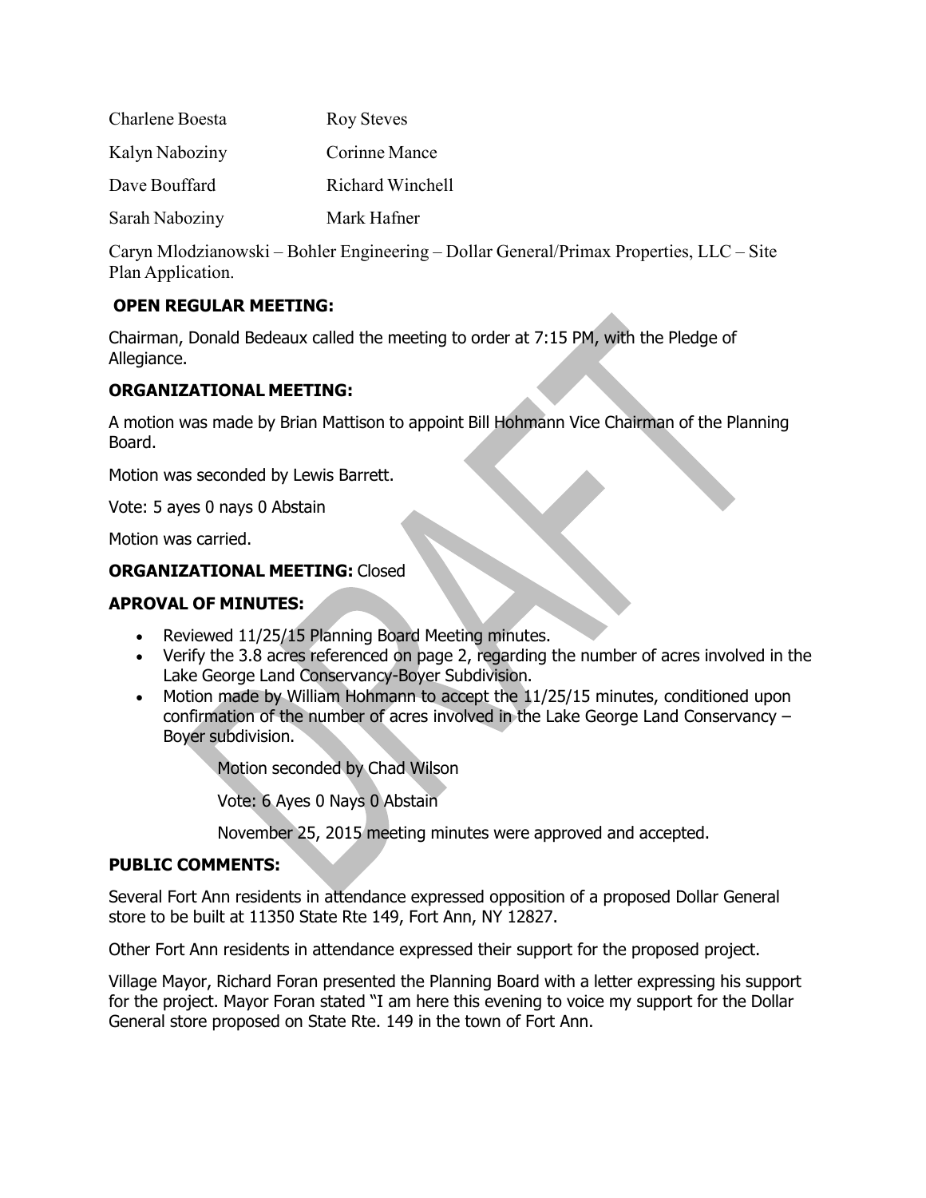| | |
|---|---|
| Charlene Boesta | Roy Steves |
| Kalyn Naboziny | Corinne Mance |
| Dave Bouffard | Richard Winchell |
| Sarah Naboziny | Mark Hafner |

Caryn Mlodzianowski – Bohler Engineering – Dollar General/Primax Properties, LLC – Site Plan Application.

**OPEN REGULAR MEETING:**

Chairman, Donald Bedeaux called the meeting to order at 7:15 PM, with the Pledge of Allegiance.

**ORGANIZATIONAL MEETING:**

A motion was made by Brian Mattison to appoint Bill Hohmann Vice Chairman of the Planning Board.

Motion was seconded by Lewis Barrett.

Vote: 5 ayes 0 nays 0 Abstain

Motion was carried.

**ORGANIZATIONAL MEETING:** Closed

**APROVAL OF MINUTES:**

- Reviewed 11/25/15 Planning Board Meeting minutes.
- Verify the 3.8 acres referenced on page 2, regarding the number of acres involved in the Lake George Land Conservancy-Boyer Subdivision.
- Motion made by William Hohmann to accept the 11/25/15 minutes, conditioned upon confirmation of the number of acres involved in the Lake George Land Conservancy – Boyer subdivision.

  Motion seconded by Chad Wilson

  Vote: 6 Ayes 0 Nays 0 Abstain

  November 25, 2015 meeting minutes were approved and accepted.

**PUBLIC COMMENTS:**

Several Fort Ann residents in attendance expressed opposition of a proposed Dollar General store to be built at 11350 State Rte 149, Fort Ann, NY 12827.

Other Fort Ann residents in attendance expressed their support for the proposed project.

Village Mayor, Richard Foran presented the Planning Board with a letter expressing his support for the project. Mayor Foran stated "I am here this evening to voice my support for the Dollar General store proposed on State Rte. 149 in the town of Fort Ann.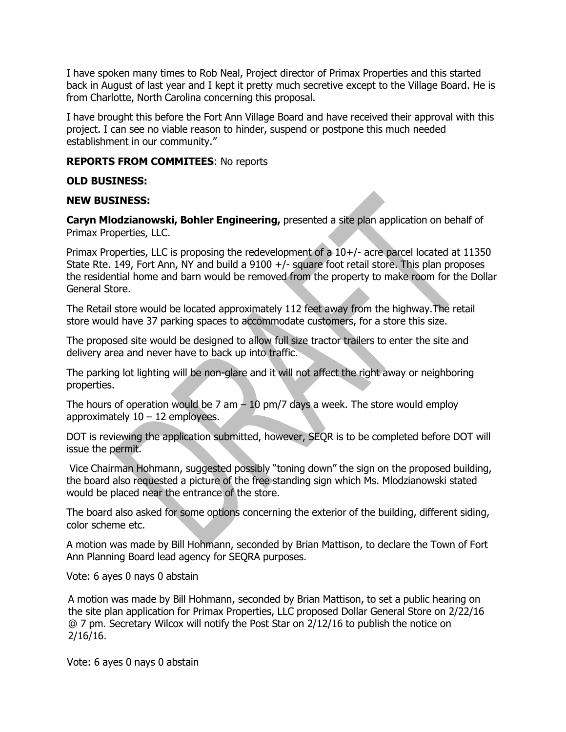I have spoken many times to Rob Neal, Project director of Primax Properties and this started back in August of last year and I kept it pretty much secretive except to the Village Board. He is from Charlotte, North Carolina concerning this proposal.

I have brought this before the Fort Ann Village Board and have received their approval with this project. I can see no viable reason to hinder, suspend or postpone this much needed establishment in our community."

**REPORTS FROM COMMITEES**: No reports

**OLD BUSINESS:**

**NEW BUSINESS:**

**Caryn Mlodzianowski, Bohler Engineering,** presented a site plan application on behalf of Primax Properties, LLC.

Primax Properties, LLC is proposing the redevelopment of a 10+/- acre parcel located at 11350 State Rte. 149, Fort Ann, NY and build a 9100 +/- square foot retail store. This plan proposes the residential home and barn would be removed from the property to make room for the Dollar General Store.

The Retail store would be located approximately 112 feet away from the highway.The retail store would have 37 parking spaces to accommodate customers, for a store this size.

The proposed site would be designed to allow full size tractor trailers to enter the site and delivery area and never have to back up into traffic.

The parking lot lighting will be non-glare and it will not affect the right away or neighboring properties.

The hours of operation would be 7 am – 10 pm/7 days a week. The store would employ approximately 10 – 12 employees.

DOT is reviewing the application submitted, however, SEQR is to be completed before DOT will issue the permit.

Vice Chairman Hohmann, suggested possibly "toning down" the sign on the proposed building, the board also requested a picture of the free standing sign which Ms. Mlodzianowski stated would be placed near the entrance of the store.

The board also asked for some options concerning the exterior of the building, different siding, color scheme etc.

A motion was made by Bill Hohmann, seconded by Brian Mattison, to declare the Town of Fort Ann Planning Board lead agency for SEQRA purposes.

Vote: 6 ayes 0 nays 0 abstain

A motion was made by Bill Hohmann, seconded by Brian Mattison, to set a public hearing on the site plan application for Primax Properties, LLC proposed Dollar General Store on 2/22/16 @ 7 pm. Secretary Wilcox will notify the Post Star on 2/12/16 to publish the notice on 2/16/16.

Vote: 6 ayes 0 nays 0 abstain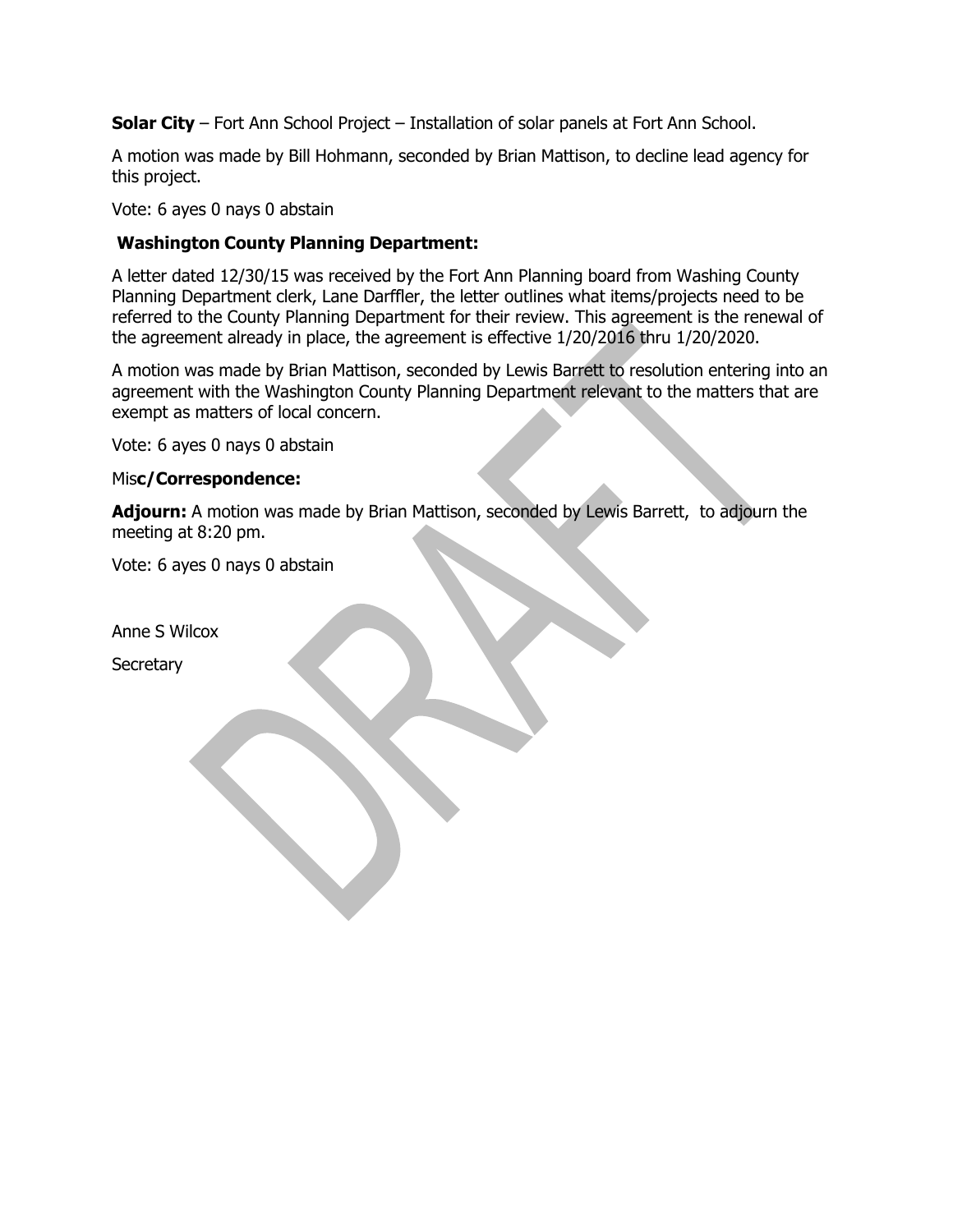**Solar City** – Fort Ann School Project – Installation of solar panels at Fort Ann School.

A motion was made by Bill Hohmann, seconded by Brian Mattison, to decline lead agency for this project.

Vote: 6 ayes 0 nays 0 abstain

**Washington County Planning Department:**

A letter dated 12/30/15 was received by the Fort Ann Planning board from Washing County Planning Department clerk, Lane Darffler, the letter outlines what items/projects need to be referred to the County Planning Department for their review. This agreement is the renewal of the agreement already in place, the agreement is effective 1/20/2016 thru 1/20/2020.

A motion was made by Brian Mattison, seconded by Lewis Barrett to resolution entering into an agreement with the Washington County Planning Department relevant to the matters that are exempt as matters of local concern.

Vote: 6 ayes 0 nays 0 abstain

Mis**c/Correspondence:**

**Adjourn:** A motion was made by Brian Mattison, seconded by Lewis Barrett, to adjourn the meeting at 8:20 pm.

Vote: 6 ayes 0 nays 0 abstain

Anne S Wilcox

Secretary

DRAFT